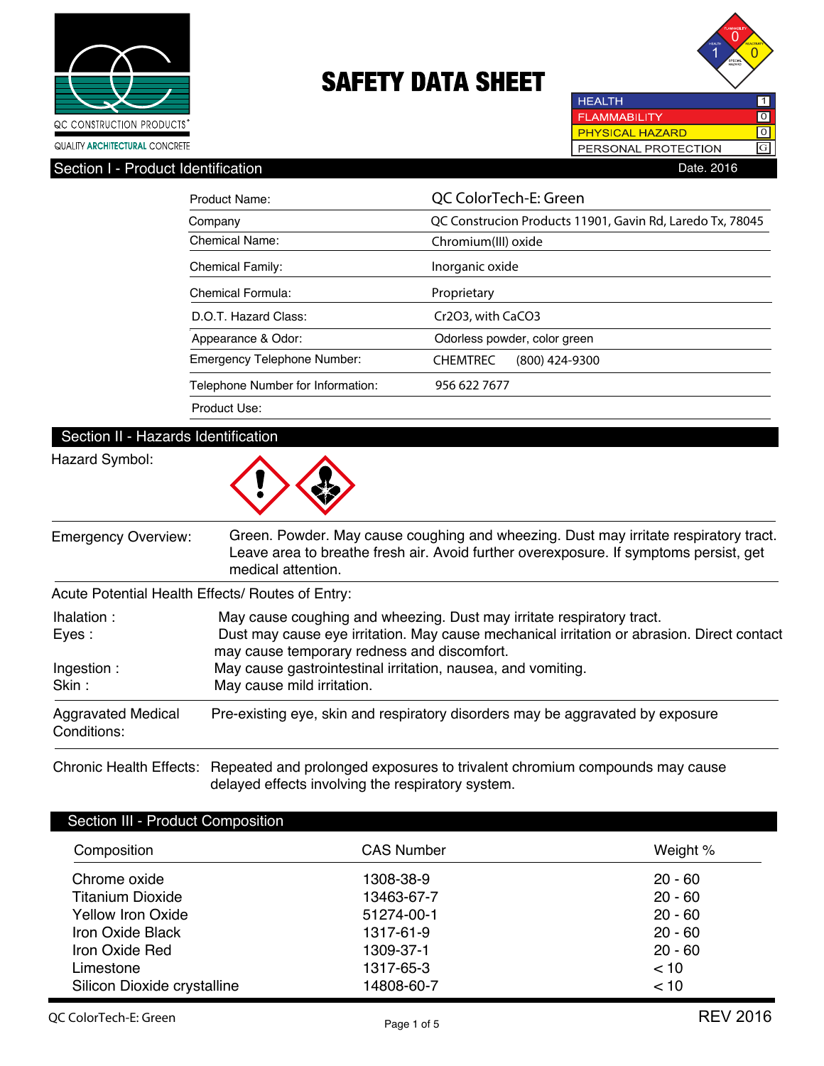QC CONSTRUCTION PRODUCTS
QUALITY ARCHITECTURAL CONCRETE

# SAFETY DATA SHEET

| HEALTH | 1 |
|---|---|
| FLAMMABILITY | 0 |
| PHYSICAL HAZARD | 0 |
| PERSONAL PROTECTION | G |

## Section I - Product Identification

Date. 2016

| | |
|---|---|
| Product Name: | QC ColorTech-E: Green |
| Company | QC Construcion Products 11901, Gavin Rd, Laredo Tx, 78045 |
| Chemical Name: | Chromium(III) oxide |
| Chemical Family: | Inorganic oxide |
| Chemical Formula: | Proprietary |
| D.O.T. Hazard Class: | $Cr_2O_3$, with $CaCO_3$ |
| Appearance & Odor: | Odorless powder, color green |
| Emergency Telephone Number: | CHEMTREC (800) 424-9300 |
| Telephone Number for Information: | 956 622 7677 |
| Product Use: | |

## Section II - Hazards Identification

Hazard Symbol:

**Emergency Overview:** Green. Powder. May cause coughing and wheezing. Dust may irritate respiratory tract. Leave area to breathe fresh air. Avoid further overexposure. If symptoms persist, get medical attention.

**Acute Potential Health Effects/ Routes of Entry:**

- **Ihalation :** May cause coughing and wheezing. Dust may irritate respiratory tract.
- **Eyes :** Dust may cause eye irritation. May cause mechanical irritation or abrasion. Direct contact may cause temporary redness and discomfort.
- **Ingestion :** May cause gastrointestinal irritation, nausea, and vomiting.
- **Skin :** May cause mild irritation.

**Aggravated Medical Conditions:** Pre-existing eye, skin and respiratory disorders may be aggravated by exposure

**Chronic Health Effects:** Repeated and prolonged exposures to trivalent chromium compounds may cause delayed effects involving the respiratory system.

## Section III - Product Composition

| Composition | CAS Number | Weight % |
|---|---|---|
| Chrome oxide | 1308-38-9 | 20 - 60 |
| Titanium Dioxide | 13463-67-7 | 20 - 60 |
| Yellow Iron Oxide | 51274-00-1 | 20 - 60 |
| Iron Oxide Black | 1317-61-9 | 20 - 60 |
| Iron Oxide Red | 1309-37-1 | 20 - 60 |
| Limestone | 1317-65-3 | < 10 |
| Silicon Dioxide crystalline | 14808-60-7 | < 10 |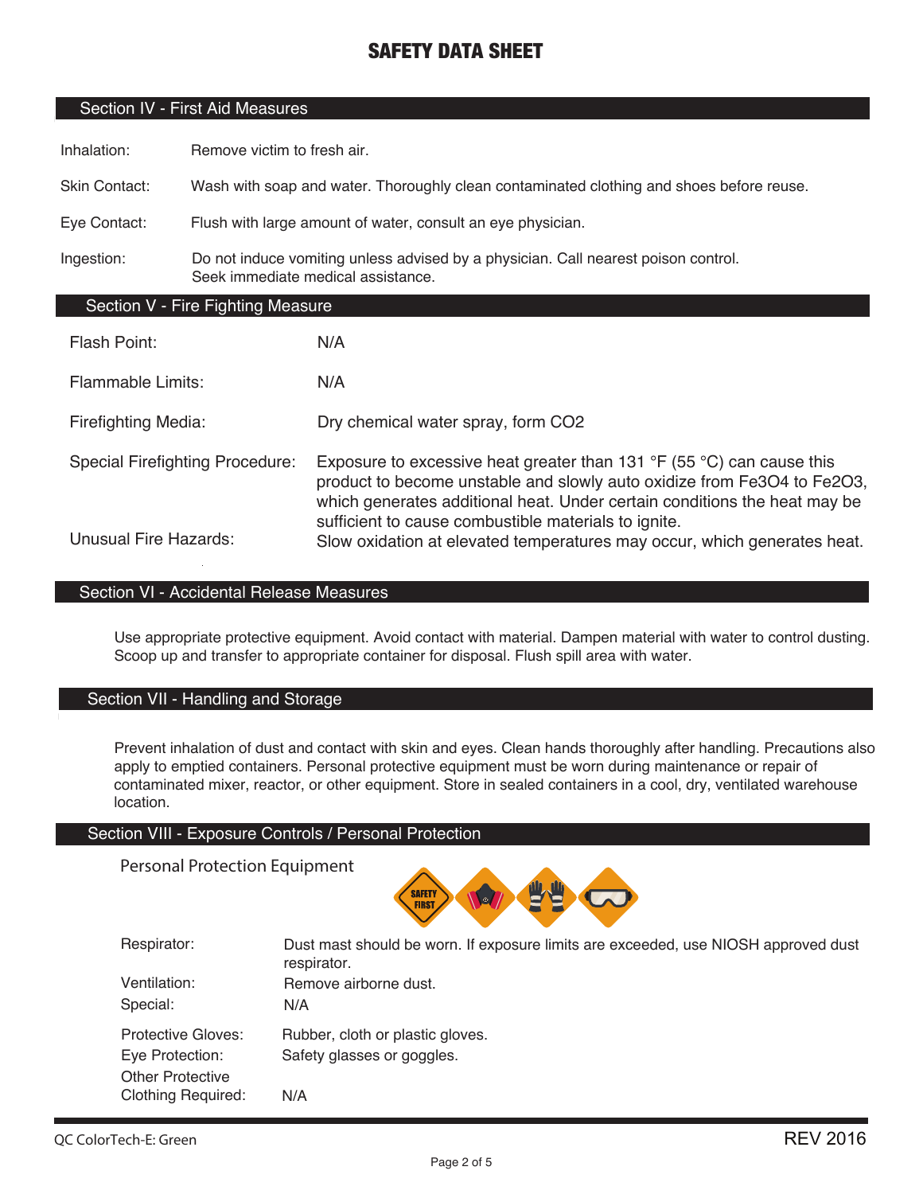# SAFETY DATA SHEET

## Section IV - First Aid Measures

| | |
|---|---|
| Inhalation: | Remove victim to fresh air. |
| Skin Contact: | Wash with soap and water. Thoroughly clean contaminated clothing and shoes before reuse. |
| Eye Contact: | Flush with large amount of water, consult an eye physician. |
| Ingestion: | Do not induce vomiting unless advised by a physician. Call nearest poison control. Seek immediate medical assistance. |

## Section V - Fire Fighting Measure

| | |
|---|---|
| Flash Point: | N/A |
| Flammable Limits: | N/A |
| Firefighting Media: | Dry chemical water spray, form $CO_2$ |
| Special Firefighting Procedure: | Exposure to excessive heat greater than 131 °F (55 °C) can cause this product to become unstable and slowly auto oxidize from $Fe_3O_4$ to $Fe_2O_3$, which generates additional heat. Under certain conditions the heat may be sufficient to cause combustible materials to ignite. |
| Unusual Fire Hazards: | Slow oxidation at elevated temperatures may occur, which generates heat. |

## Section VI - Accidental Release Measures

Use appropriate protective equipment. Avoid contact with material. Dampen material with water to control dusting. Scoop up and transfer to appropriate container for disposal. Flush spill area with water.

## Section VII - Handling and Storage

Prevent inhalation of dust and contact with skin and eyes. Clean hands thoroughly after handling. Precautions also apply to emptied containers. Personal protective equipment must be worn during maintenance or repair of contaminated mixer, reactor, or other equipment. Store in sealed containers in a cool, dry, ventilated warehouse location.

## Section VIII - Exposure Controls / Personal Protection

Personal Protection Equipment

| | |
|---|---|
| Respirator: | Dust mast should be worn. If exposure limits are exceeded, use NIOSH approved dust respirator. |
| Ventilation: | Remove airborne dust. |
| Special: | N/A |
| Protective Gloves: | Rubber, cloth or plastic gloves. |
| Eye Protection: | Safety glasses or goggles. |
| Other Protective Clothing Required: | N/A |

QC ColorTech-E: Green REV 2016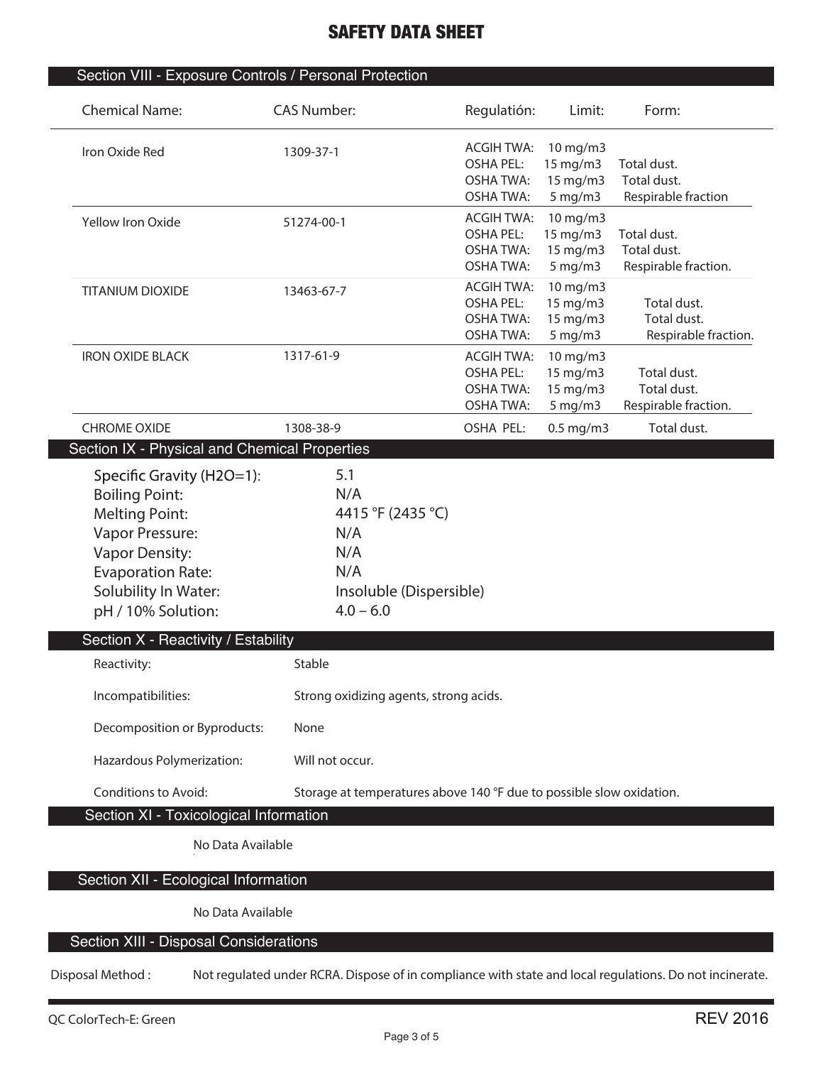# SAFETY DATA SHEET

## Section VIII - Exposure Controls / Personal Protection

| Chemical Name: | CAS Number: | Regulatión: | Limit: | Form: |
|---|---|---|---|---|
| Iron Oxide Red | 1309-37-1 | ACGIH TWA: | 10 mg/m3 | |
| | | OSHA PEL: | 15 mg/m3 | Total dust. |
| | | OSHA TWA: | 15 mg/m3 | Total dust. |
| | | OSHA TWA: | 5 mg/m3 | Respirable fraction |
| Yellow Iron Oxide | 51274-00-1 | ACGIH TWA: | 10 mg/m3 | |
| | | OSHA PEL: | 15 mg/m3 | Total dust. |
| | | OSHA TWA: | 15 mg/m3 | Total dust. |
| | | OSHA TWA: | 5 mg/m3 | Respirable fraction. |
| TITANIUM DIOXIDE | 13463-67-7 | ACGIH TWA: | 10 mg/m3 | |
| | | OSHA PEL: | 15 mg/m3 | Total dust. |
| | | OSHA TWA: | 15 mg/m3 | Total dust. |
| | | OSHA TWA: | 5 mg/m3 | Respirable fraction. |
| IRON OXIDE BLACK | 1317-61-9 | ACGIH TWA: | 10 mg/m3 | |
| | | OSHA PEL: | 15 mg/m3 | Total dust. |
| | | OSHA TWA: | 15 mg/m3 | Total dust. |
| | | OSHA TWA: | 5 mg/m3 | Respirable fraction. |
| CHROME OXIDE | 1308-38-9 | OSHA PEL: | 0.5 mg/m3 | Total dust. |

## Section IX - Physical and Chemical Properties

| | |
|---|---|
| Specific Gravity (H2O=1): | 5.1 |
| Boiling Point: | N/A |
| Melting Point: | 4415 °F (2435 °C) |
| Vapor Pressure: | N/A |
| Vapor Density: | N/A |
| Evaporation Rate: | N/A |
| Solubility In Water: | Insoluble (Dispersible) |
| pH / 10% Solution: | 4.0 – 6.0 |

## Section X - Reactivity / Estability

| | |
|---|---|
| Reactivity: | Stable |
| Incompatibilities: | Strong oxidizing agents, strong acids. |
| Decomposition or Byproducts: | None |
| Hazardous Polymerization: | Will not occur. |
| Conditions to Avoid: | Storage at temperatures above 140 °F due to possible slow oxidation. |

## Section XI - Toxicological Information

No Data Available

## Section XII - Ecological Information

No Data Available

## Section XIII - Disposal Considerations

Disposal Method : Not regulated under RCRA. Dispose of in compliance with state and local regulations. Do not incinerate.

QC ColorTech-E: Green

REV 2016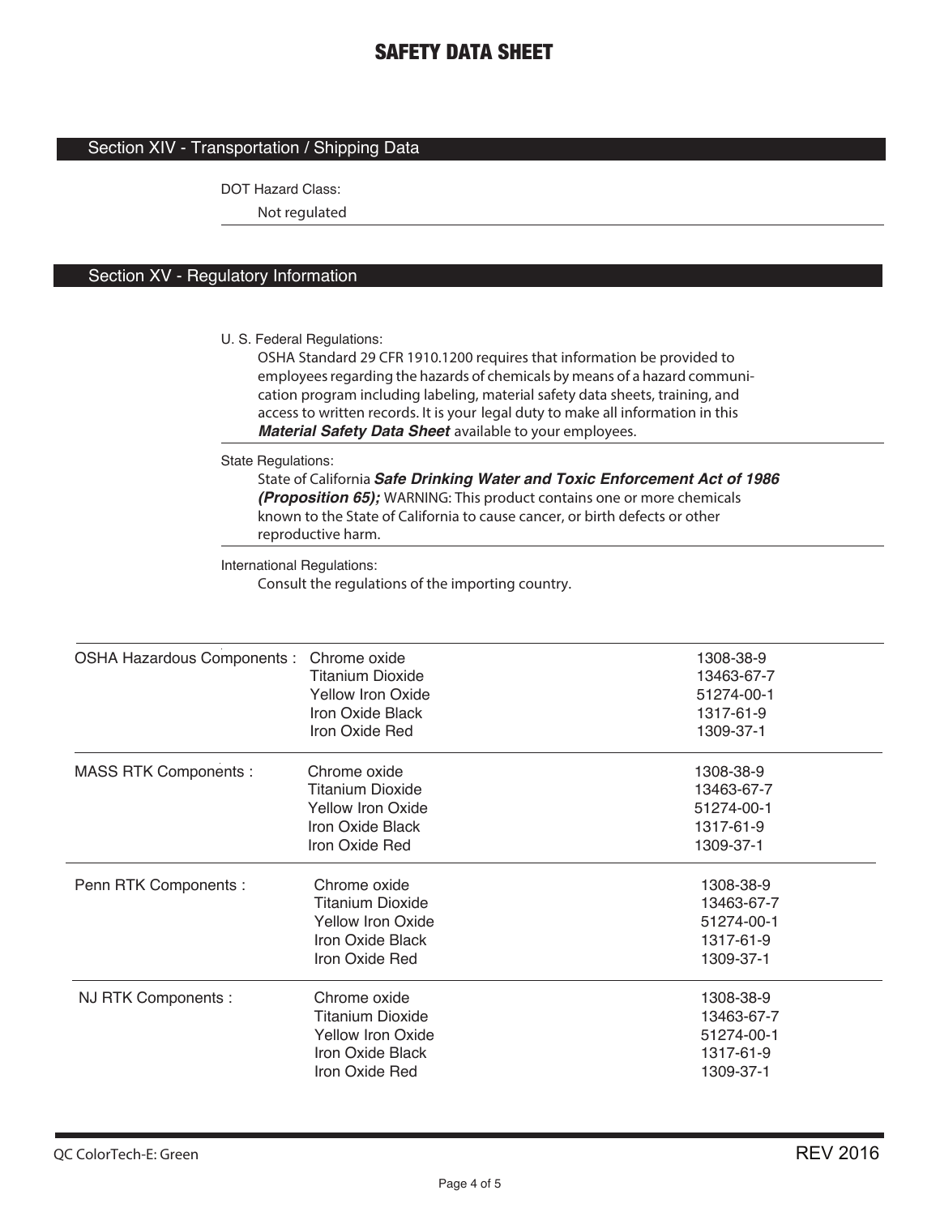## Section XIV - Transportation / Shipping Data

DOT Hazard Class:

Not regulated

## Section XV - Regulatory Information

U. S. Federal Regulations:

OSHA Standard 29 CFR 1910.1200 requires that information be provided to employees regarding the hazards of chemicals by means of a hazard communication program including labeling, material safety data sheets, training, and access to written records. It is your legal duty to make all information in this ***Material Safety Data Sheet*** available to your employees.

State Regulations:

State of California ***Safe Drinking Water and Toxic Enforcement Act of 1986 (Proposition 65);*** WARNING: This product contains one or more chemicals known to the State of California to cause cancer, or birth defects or other reproductive harm.

International Regulations:

Consult the regulations of the importing country.

| | | |
|---|---|---|
| OSHA Hazardous Components : | Chrome oxide | 1308-38-9 |
| | Titanium Dioxide | 13463-67-7 |
| | Yellow Iron Oxide | 51274-00-1 |
| | Iron Oxide Black | 1317-61-9 |
| | Iron Oxide Red | 1309-37-1 |
| MASS RTK Components : | Chrome oxide | 1308-38-9 |
| | Titanium Dioxide | 13463-67-7 |
| | Yellow Iron Oxide | 51274-00-1 |
| | Iron Oxide Black | 1317-61-9 |
| | Iron Oxide Red | 1309-37-1 |
| Penn RTK Components : | Chrome oxide | 1308-38-9 |
| | Titanium Dioxide | 13463-67-7 |
| | Yellow Iron Oxide | 51274-00-1 |
| | Iron Oxide Black | 1317-61-9 |
| | Iron Oxide Red | 1309-37-1 |
| NJ RTK Components : | Chrome oxide | 1308-38-9 |
| | Titanium Dioxide | 13463-67-7 |
| | Yellow Iron Oxide | 51274-00-1 |
| | Iron Oxide Black | 1317-61-9 |
| | Iron Oxide Red | 1309-37-1 |

QC ColorTech-E: Green REV 2016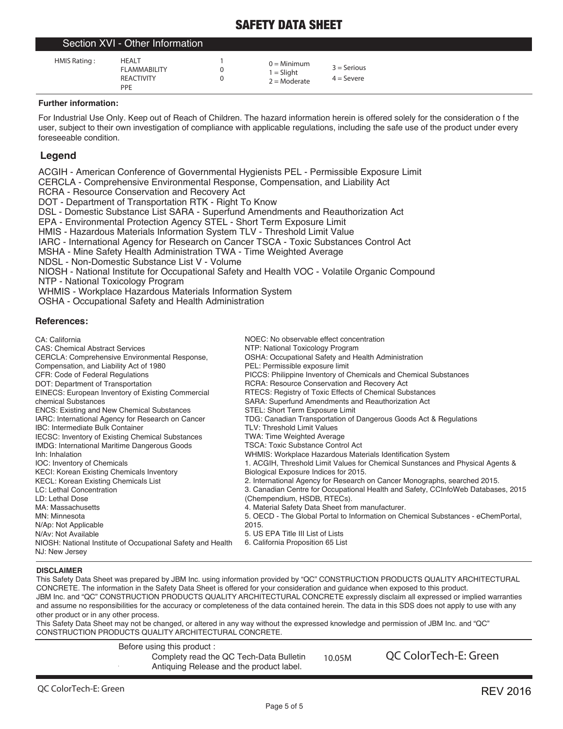# SAFETY DATA SHEET

## Section XVI - Other Information

| | | | | |
|---|---|---|---|---|
| HMIS Rating : | HEALT | 1 | 0 = Minimum | 3 = Serious |
| | FLAMMABILITY | 0 | 1 = Slight | 4 = Severe |
| | REACTIVITY | 0 | 2 = Moderate | |
| | PPE | | | |

**Further information:**

For Industrial Use Only. Keep out of Reach of Children. The hazard information herein is offered solely for the consideration o f the user, subject to their own investigation of compliance with applicable regulations, including the safe use of the product under every foreseeable condition.

## Legend

ACGIH - American Conference of Governmental Hygienists PEL - Permissible Exposure Limit
CERCLA - Comprehensive Environmental Response, Compensation, and Liability Act
RCRA - Resource Conservation and Recovery Act
DOT - Department of Transportation RTK - Right To Know
DSL - Domestic Substance List SARA - Superfund Amendments and Reauthorization Act
EPA - Environmental Protection Agency STEL - Short Term Exposure Limit
HMIS - Hazardous Materials Information System TLV - Threshold Limit Value
IARC - International Agency for Research on Cancer TSCA - Toxic Substances Control Act
MSHA - Mine Safety Health Administration TWA - Time Weighted Average
NDSL - Non-Domestic Substance List V - Volume
NIOSH - National Institute for Occupational Safety and Health VOC - Volatile Organic Compound
NTP - National Toxicology Program
WHMIS - Workplace Hazardous Materials Information System
OSHA - Occupational Safety and Health Administration

**References:**

CA: California
CAS: Chemical Abstract Services
CERCLA: Comprehensive Environmental Response, Compensation, and Liability Act of 1980
CFR: Code of Federal Regulations
DOT: Department of Transportation
EINECS: European Inventory of Existing Commercial chemical Substances
ENCS: Existing and New Chemical Substances
IARC: International Agency for Research on Cancer
IBC: Intermediate Bulk Container
IECSC: Inventory of Existing Chemical Substances
IMDG: International Maritime Dangerous Goods
Inh: Inhalation
IOC: Inventory of Chemicals
KECI: Korean Existing Chemicals Inventory
KECL: Korean Existing Chemicals List
LC: Lethal Concentration
LD: Lethal Dose
MA: Massachusetts
MN: Minnesota
N/Ap: Not Applicable
N/Av: Not Available
NIOSH: National Institute of Occupational Safety and Health
NJ: New Jersey
NOEC: No observable effect concentration
NTP: National Toxicology Program
OSHA: Occupational Safety and Health Administration
PEL: Permissible exposure limit
PICCS: Philippine Inventory of Chemicals and Chemical Substances
RCRA: Resource Conservation and Recovery Act
RTECS: Registry of Toxic Effects of Chemical Substances
SARA: Superfund Amendments and Reauthorization Act
STEL: Short Term Exposure Limit
TDG: Canadian Transportation of Dangerous Goods Act & Regulations
TLV: Threshold Limit Values
TWA: Time Weighted Average
TSCA: Toxic Substance Control Act
WHMIS: Workplace Hazardous Materials Identification System

1. ACGIH, Threshold Limit Values for Chemical Sunstances and Physical Agents & Biological Exposure Indices for 2015.
2. International Agency for Research on Cancer Monographs, searched 2015.
3. Canadian Centre for Occupational Health and Safety, CCInfoWeb Databases, 2015 (Chempendium, HSDB, RTECs).
4. Material Safety Data Sheet from manufacturer.
5. OECD - The Global Portal to Information on Chemical Substances - eChemPortal, 2015.
5. US EPA Title III List of Lists
6. California Proposition 65 List

**DISCLAIMER**

This Safety Data Sheet was prepared by JBM Inc. using information provided by “QC” CONSTRUCTION PRODUCTS QUALITY ARCHITECTURAL CONCRETE. The information in the Safety Data Sheet is offered for your consideration and guidance when exposed to this product.
JBM Inc. and “QC” CONSTRUCTION PRODUCTS QUALITY ARCHITECTURAL CONCRETE expressly disclaim all expressed or implied warranties and assume no responsibilities for the accuracy or completeness of the data contained herein. The data in this SDS does not apply to use with any other product or in any other process.
This Safety Data Sheet may not be changed, or altered in any way without the expressed knowledge and permission of JBM Inc. and “QC” CONSTRUCTION PRODUCTS QUALITY ARCHITECTURAL CONCRETE.

Before using this product :
Complety read the QC Tech-Data Bulletin Antiquing Release and the product label.

10.05M

QC ColorTech-E: Green